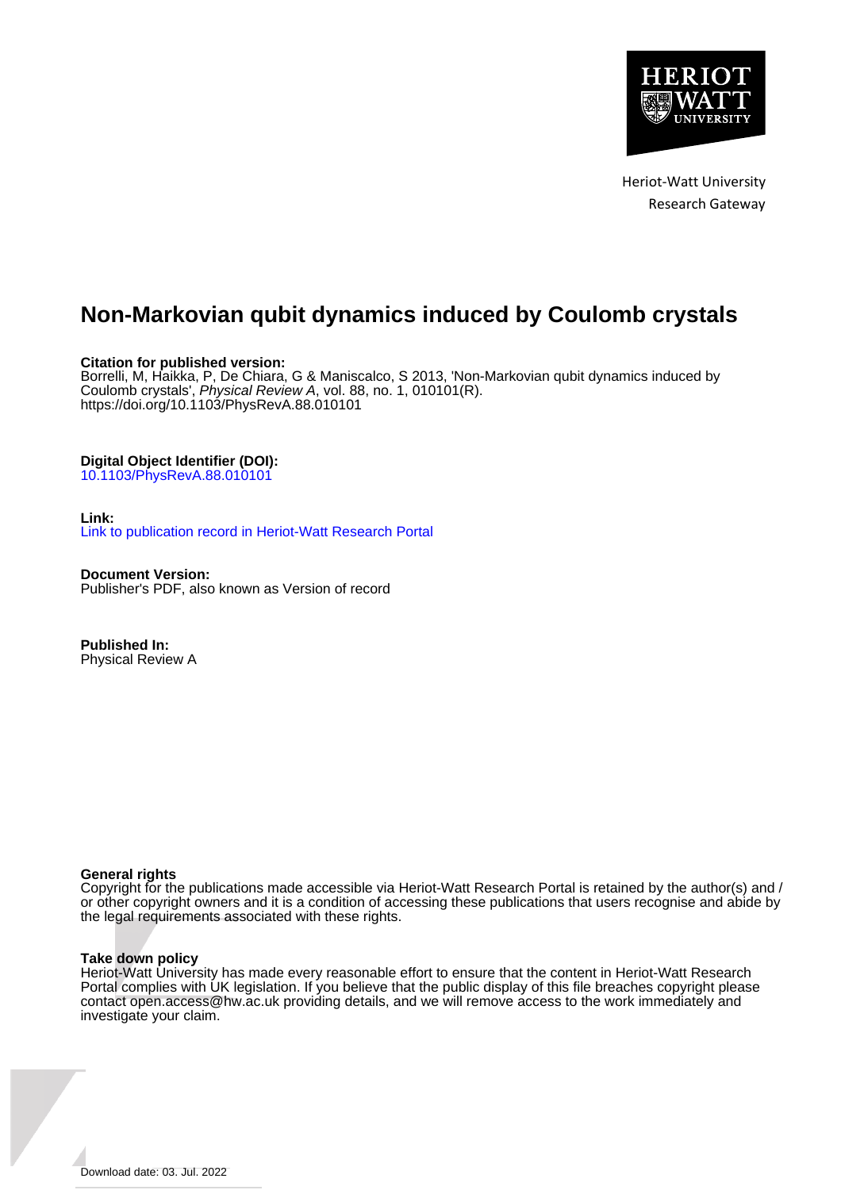Heriot-Watt University
Research Gateway

# Non-Markovian qubit dynamics induced by Coulomb crystals

**Citation for published version:**
Borrelli, M, Haikka, P, De Chiara, G & Maniscalco, S 2013, 'Non-Markovian qubit dynamics induced by Coulomb crystals', *Physical Review A*, vol. 88, no. 1, 010101(R).
https://doi.org/10.1103/PhysRevA.88.010101

**Digital Object Identifier (DOI):**
10.1103/PhysRevA.88.010101

**Link:**
Link to publication record in Heriot-Watt Research Portal

**Document Version:**
Publisher's PDF, also known as Version of record

**Published In:**
Physical Review A

**General rights**
Copyright for the publications made accessible via Heriot-Watt Research Portal is retained by the author(s) and / or other copyright owners and it is a condition of accessing these publications that users recognise and abide by the legal requirements associated with these rights.

**Take down policy**
Heriot-Watt University has made every reasonable effort to ensure that the content in Heriot-Watt Research Portal complies with UK legislation. If you believe that the public display of this file breaches copyright please contact open.access@hw.ac.uk providing details, and we will remove access to the work immediately and investigate your claim.

Download date: 03. Jul. 2022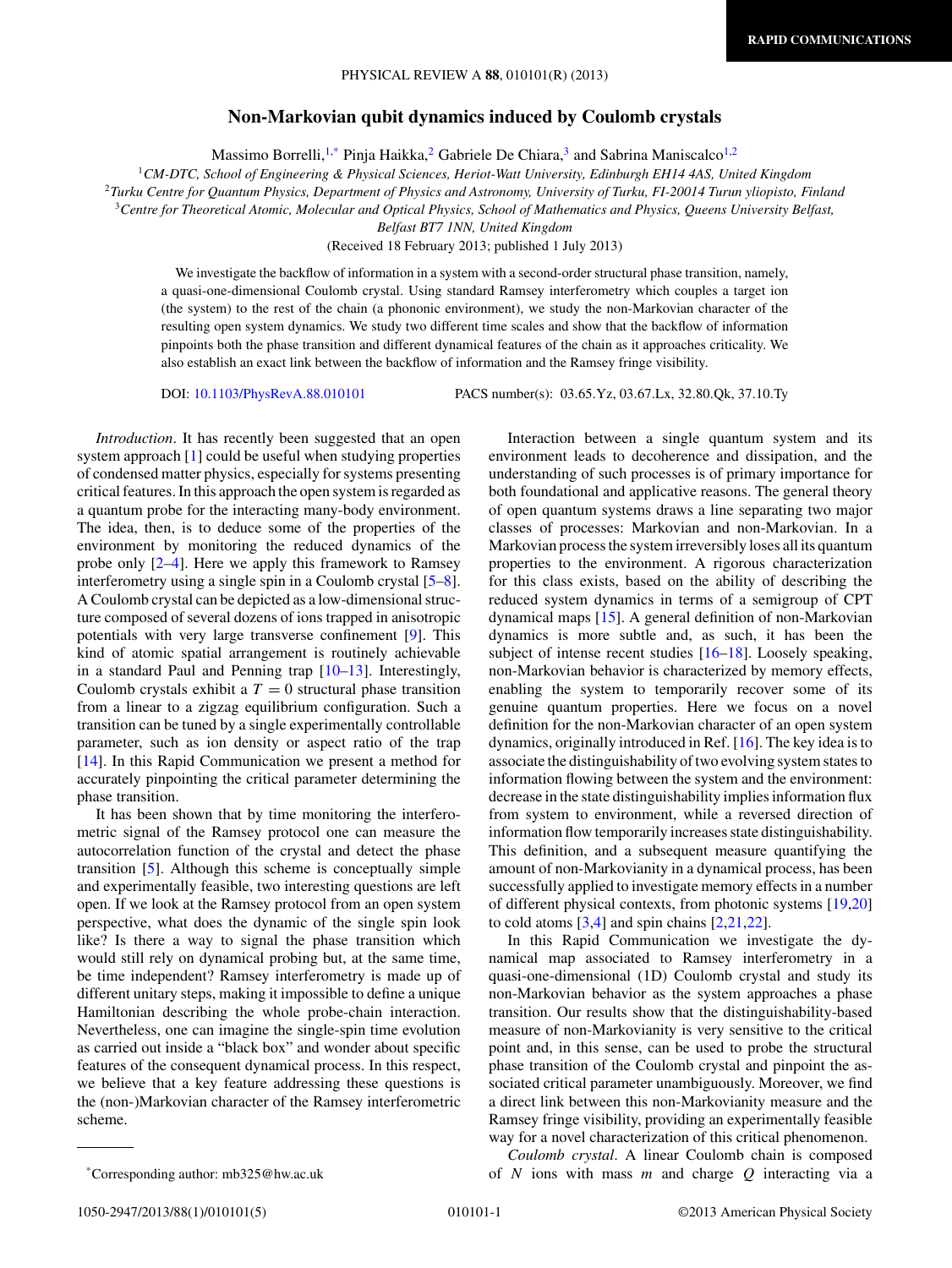# Non-Markovian qubit dynamics induced by Coulomb crystals

Massimo Borrelli,[1,*] Pinja Haikka,[2] Gabriele De Chiara,[3] and Sabrina Maniscalco[1,2]

[1]*CM-DTC, School of Engineering & Physical Sciences, Heriot-Watt University, Edinburgh EH14 4AS, United Kingdom*

[2]*Turku Centre for Quantum Physics, Department of Physics and Astronomy, University of Turku, FI-20014 Turun yliopisto, Finland*

[3]*Centre for Theoretical Atomic, Molecular and Optical Physics, School of Mathematics and Physics, Queens University Belfast, Belfast BT7 1NN, United Kingdom*

(Received 18 February 2013; published 1 July 2013)

We investigate the backflow of information in a system with a second-order structural phase transition, namely, a quasi-one-dimensional Coulomb crystal. Using standard Ramsey interferometry which couples a target ion (the system) to the rest of the chain (a phononic environment), we study the non-Markovian character of the resulting open system dynamics. We study two different time scales and show that the backflow of information pinpoints both the phase transition and different dynamical features of the chain as it approaches criticality. We also establish an exact link between the backflow of information and the Ramsey fringe visibility.

DOI: 10.1103/PhysRevA.88.010101    PACS number(s): 03.65.Yz, 03.67.Lx, 32.80.Qk, 37.10.Ty

*Introduction*. It has recently been suggested that an open system approach [1] could be useful when studying properties of condensed matter physics, especially for systems presenting critical features. In this approach the open system is regarded as a quantum probe for the interacting many-body environment. The idea, then, is to deduce some of the properties of the environment by monitoring the reduced dynamics of the probe only [2–4]. Here we apply this framework to Ramsey interferometry using a single spin in a Coulomb crystal [5–8]. A Coulomb crystal can be depicted as a low-dimensional structure composed of several dozens of ions trapped in anisotropic potentials with very large transverse confinement [9]. This kind of atomic spatial arrangement is routinely achievable in a standard Paul and Penning trap [10–13]. Interestingly, Coulomb crystals exhibit a $T = 0$ structural phase transition from a linear to a zigzag equilibrium configuration. Such a transition can be tuned by a single experimentally controllable parameter, such as ion density or aspect ratio of the trap [14]. In this Rapid Communication we present a method for accurately pinpointing the critical parameter determining the phase transition.

It has been shown that by time monitoring the interferometric signal of the Ramsey protocol one can measure the autocorrelation function of the crystal and detect the phase transition [5]. Although this scheme is conceptually simple and experimentally feasible, two interesting questions are left open. If we look at the Ramsey protocol from an open system perspective, what does the dynamic of the single spin look like? Is there a way to signal the phase transition which would still rely on dynamical probing but, at the same time, be time independent? Ramsey interferometry is made up of different unitary steps, making it impossible to define a unique Hamiltonian describing the whole probe-chain interaction. Nevertheless, one can imagine the single-spin time evolution as carried out inside a "black box" and wonder about specific features of the consequent dynamical process. In this respect, we believe that a key feature addressing these questions is the (non-)Markovian character of the Ramsey interferometric scheme.

Interaction between a single quantum system and its environment leads to decoherence and dissipation, and the understanding of such processes is of primary importance for both foundational and applicative reasons. The general theory of open quantum systems draws a line separating two major classes of processes: Markovian and non-Markovian. In a Markovian process the system irreversibly loses all its quantum properties to the environment. A rigorous characterization for this class exists, based on the ability of describing the reduced system dynamics in terms of a semigroup of CPT dynamical maps [15]. A general definition of non-Markovian dynamics is more subtle and, as such, it has been the subject of intense recent studies [16–18]. Loosely speaking, non-Markovian behavior is characterized by memory effects, enabling the system to temporarily recover some of its genuine quantum properties. Here we focus on a novel definition for the non-Markovian character of an open system dynamics, originally introduced in Ref. [16]. The key idea is to associate the distinguishability of two evolving system states to information flowing between the system and the environment: decrease in the state distinguishability implies information flux from system to environment, while a reversed direction of information flow temporarily increases state distinguishability. This definition, and a subsequent measure quantifying the amount of non-Markovianity in a dynamical process, has been successfully applied to investigate memory effects in a number of different physical contexts, from photonic systems [19,20] to cold atoms [3,4] and spin chains [2,21,22].

In this Rapid Communication we investigate the dynamical map associated to Ramsey interferometry in a quasi-one-dimensional (1D) Coulomb crystal and study its non-Markovian behavior as the system approaches a phase transition. Our results show that the distinguishability-based measure of non-Markovianity is very sensitive to the critical point and, in this sense, can be used to probe the structural phase transition of the Coulomb crystal and pinpoint the associated critical parameter unambiguously. Moreover, we find a direct link between this non-Markovianity measure and the Ramsey fringe visibility, providing an experimentally feasible way for a novel characterization of this critical phenomenon.

*Coulomb crystal*. A linear Coulomb chain is composed of $N$ ions with mass $m$ and charge $Q$ interacting via a

*Corresponding author: mb325@hw.ac.uk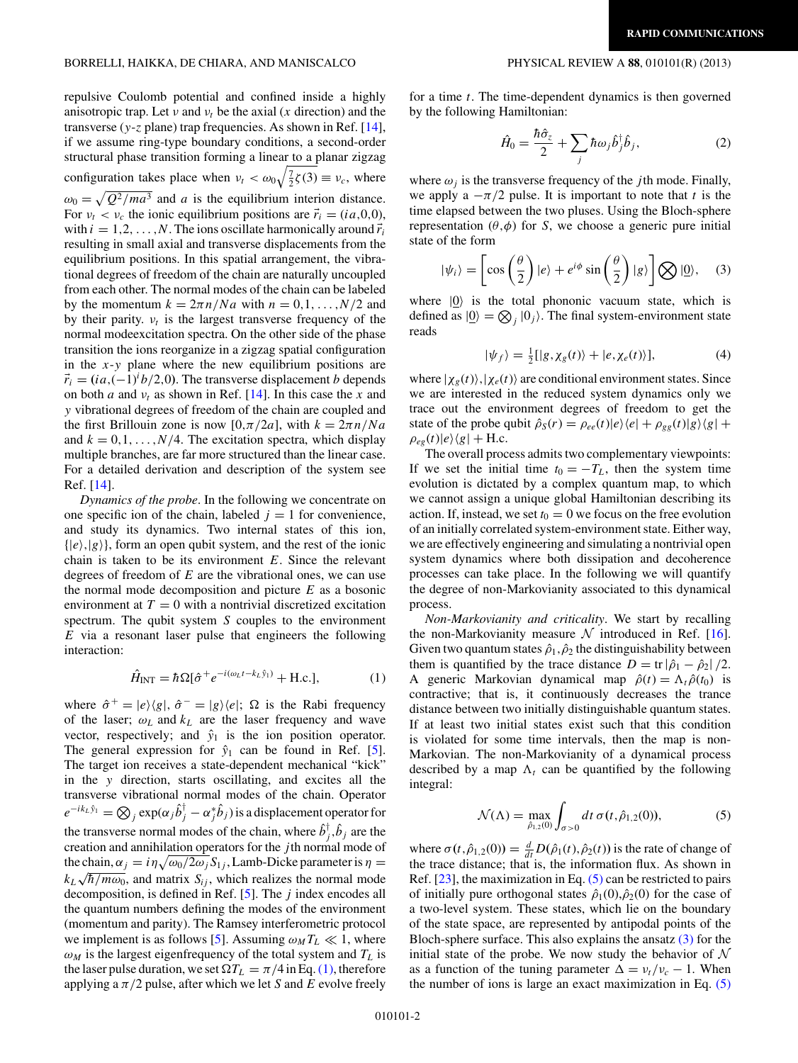repulsive Coulomb potential and confined inside a highly anisotropic trap. Let $\nu$ and $\nu_t$ be the axial ($x$ direction) and the transverse ($y$-$z$ plane) trap frequencies. As shown in Ref. [14], if we assume ring-type boundary conditions, a second-order structural phase transition forming a linear to a planar zigzag configuration takes place when $\nu_t < \omega_0\sqrt{\frac{7}{2}\zeta(3)} \equiv \nu_c$, where $\omega_0 = \sqrt{Q^2/ma^3}$ and $a$ is the equilibrium interion distance. For $\nu_t < \nu_c$ the ionic equilibrium positions are $\vec{r}_i = (ia,0,0)$, with $i = 1,2,\ldots,N$. The ions oscillate harmonically around $\vec{r}_i$ resulting in small axial and transverse displacements from the equilibrium positions. In this spatial arrangement, the vibrational degrees of freedom of the chain are naturally uncoupled from each other. The normal modes of the chain can be labeled by the momentum $k = 2\pi n/Na$ with $n = 0,1,\ldots,N/2$ and by their parity. $\nu_t$ is the largest transverse frequency of the normal modeexcitation spectra. On the other side of the phase transition the ions reorganize in a zigzag spatial configuration in the $x$-$y$ plane where the new equilibrium positions are $\vec{r}_i = (ia,(-1)^i b/2,0)$. The transverse displacement $b$ depends on both $a$ and $\nu_t$ as shown in Ref. [14]. In this case the $x$ and $y$ vibrational degrees of freedom of the chain are coupled and the first Brillouin zone is now $[0,\pi/2a]$, with $k = 2\pi n/Na$ and $k = 0,1,\ldots,N/4$. The excitation spectra, which display multiple branches, are far more structured than the linear case. For a detailed derivation and description of the system see Ref. [14].

*Dynamics of the probe*. In the following we concentrate on one specific ion of the chain, labeled $j = 1$ for convenience, and study its dynamics. Two internal states of this ion, $\{|e\rangle,|g\rangle\}$, form an open qubit system, and the rest of the ionic chain is taken to be its environment $E$. Since the relevant degrees of freedom of $E$ are the vibrational ones, we can use the normal mode decomposition and picture $E$ as a bosonic environment at $T = 0$ with a nontrivial discretized excitation spectrum. The qubit system $S$ couples to the environment $E$ via a resonant laser pulse that engineers the following interaction:

$$\hat{H}_{\text{INT}} = \hbar\Omega[\hat{\sigma}^+ e^{-i(\omega_L t - k_L \hat{y}_1)} + \text{H.c.}], \tag{1}$$

where $\hat{\sigma}^+ = |e\rangle\langle g|$, $\hat{\sigma}^- = |g\rangle\langle e|$; $\Omega$ is the Rabi frequency of the laser; $\omega_L$ and $k_L$ are the laser frequency and wave vector, respectively; and $\hat{y}_1$ is the ion position operator. The general expression for $\hat{y}_1$ can be found in Ref. [5]. The target ion receives a state-dependent mechanical "kick" in the $y$ direction, starts oscillating, and excites all the transverse vibrational normal modes of the chain. Operator $e^{-ik_L\hat{y}_1} = \bigotimes_j \exp(\alpha_j \hat{b}_j^\dagger - \alpha_j^* \hat{b}_j)$ is a displacement operator for the transverse normal modes of the chain, where $\hat{b}_j^\dagger,\hat{b}_j$ are the creation and annihilation operators for the $j$th normal mode of the chain, $\alpha_j = i\eta\sqrt{\omega_0/2\omega_j}S_{1j}$, Lamb-Dicke parameter is $\eta = k_L\sqrt{\hbar/m\omega_0}$, and matrix $S_{ij}$, which realizes the normal mode decomposition, is defined in Ref. [5]. The $j$ index encodes all the quantum numbers defining the modes of the environment (momentum and parity). The Ramsey interferometric protocol we implement is as follows [5]. Assuming $\omega_M T_L \ll 1$, where $\omega_M$ is the largest eigenfrequency of the total system and $T_L$ is the laser pulse duration, we set $\Omega T_L = \pi/4$ in Eq. (1), therefore applying a $\pi/2$ pulse, after which we let $S$ and $E$ evolve freely for a time $t$. The time-dependent dynamics is then governed by the following Hamiltonian:

$$\hat{H}_0 = \frac{\hbar\hat{\sigma}_z}{2} + \sum_j \hbar\omega_j \hat{b}_j^\dagger \hat{b}_j, \tag{2}$$

where $\omega_j$ is the transverse frequency of the $j$th mode. Finally, we apply a $-\pi/2$ pulse. It is important to note that $t$ is the time elapsed between the two pluses. Using the Bloch-sphere representation $(\theta,\phi)$ for $S$, we choose a generic pure initial state of the form

$$|\psi_i\rangle = \left[\cos\left(\frac{\theta}{2}\right)|e\rangle + e^{i\phi}\sin\left(\frac{\theta}{2}\right)|g\rangle\right] \bigotimes |\underline{0}\rangle, \tag{3}$$

where $|\underline{0}\rangle$ is the total phononic vacuum state, which is defined as $|\underline{0}\rangle = \bigotimes_j |0_j\rangle$. The final system-environment state reads

$$|\psi_f\rangle = \tfrac{1}{2}[|g,\chi_g(t)\rangle + |e,\chi_e(t)\rangle], \tag{4}$$

where $|\chi_g(t)\rangle,|\chi_e(t)\rangle$ are conditional environment states. Since we are interested in the reduced system dynamics only we trace out the environment degrees of freedom to get the state of the probe qubit $\hat{\rho}_S(r) = \rho_{ee}(t)|e\rangle\langle e| + \rho_{gg}(t)|g\rangle\langle g| + \rho_{eg}(t)|e\rangle\langle g| + \text{H.c.}$

The overall process admits two complementary viewpoints: If we set the initial time $t_0 = -T_L$, then the system time evolution is dictated by a complex quantum map, to which we cannot assign a unique global Hamiltonian describing its action. If, instead, we set $t_0 = 0$ we focus on the free evolution of an initially correlated system-environment state. Either way, we are effectively engineering and simulating a nontrivial open system dynamics where both dissipation and decoherence processes can take place. In the following we will quantify the degree of non-Markovianity associated to this dynamical process.

*Non-Markovianity and criticality*. We start by recalling the non-Markovianity measure $\mathcal{N}$ introduced in Ref. [16]. Given two quantum states $\hat{\rho}_1,\hat{\rho}_2$ the distinguishability between them is quantified by the trace distance $D = \text{tr}\,|\hat{\rho}_1 - \hat{\rho}_2|/2$. A generic Markovian dynamical map $\hat{\rho}(t) = \Lambda_t\hat{\rho}(t_0)$ is contractive; that is, it continuously decreases the trance distance between two initially distinguishable quantum states. If at least two initial states exist such that this condition is violated for some time intervals, then the map is non-Markovian. The non-Markovianity of a dynamical process described by a map $\Lambda_t$ can be quantified by the following integral:

$$\mathcal{N}(\Lambda) = \max_{\hat{\rho}_{1,2}(0)} \int_{\sigma>0} dt\, \sigma(t,\hat{\rho}_{1,2}(0)), \tag{5}$$

where $\sigma(t,\hat{\rho}_{1,2}(0)) = \frac{d}{dt}D(\hat{\rho}_1(t),\hat{\rho}_2(t))$ is the rate of change of the trace distance; that is, the information flux. As shown in Ref. [23], the maximization in Eq. (5) can be restricted to pairs of initially pure orthogonal states $\hat{\rho}_1(0),\hat{\rho}_2(0)$ for the case of a two-level system. These states, which lie on the boundary of the state space, are represented by antipodal points of the Bloch-sphere surface. This also explains the ansatz (3) for the initial state of the probe. We now study the behavior of $\mathcal{N}$ as a function of the tuning parameter $\Delta = \nu_t/\nu_c - 1$. When the number of ions is large an exact maximization in Eq. (5)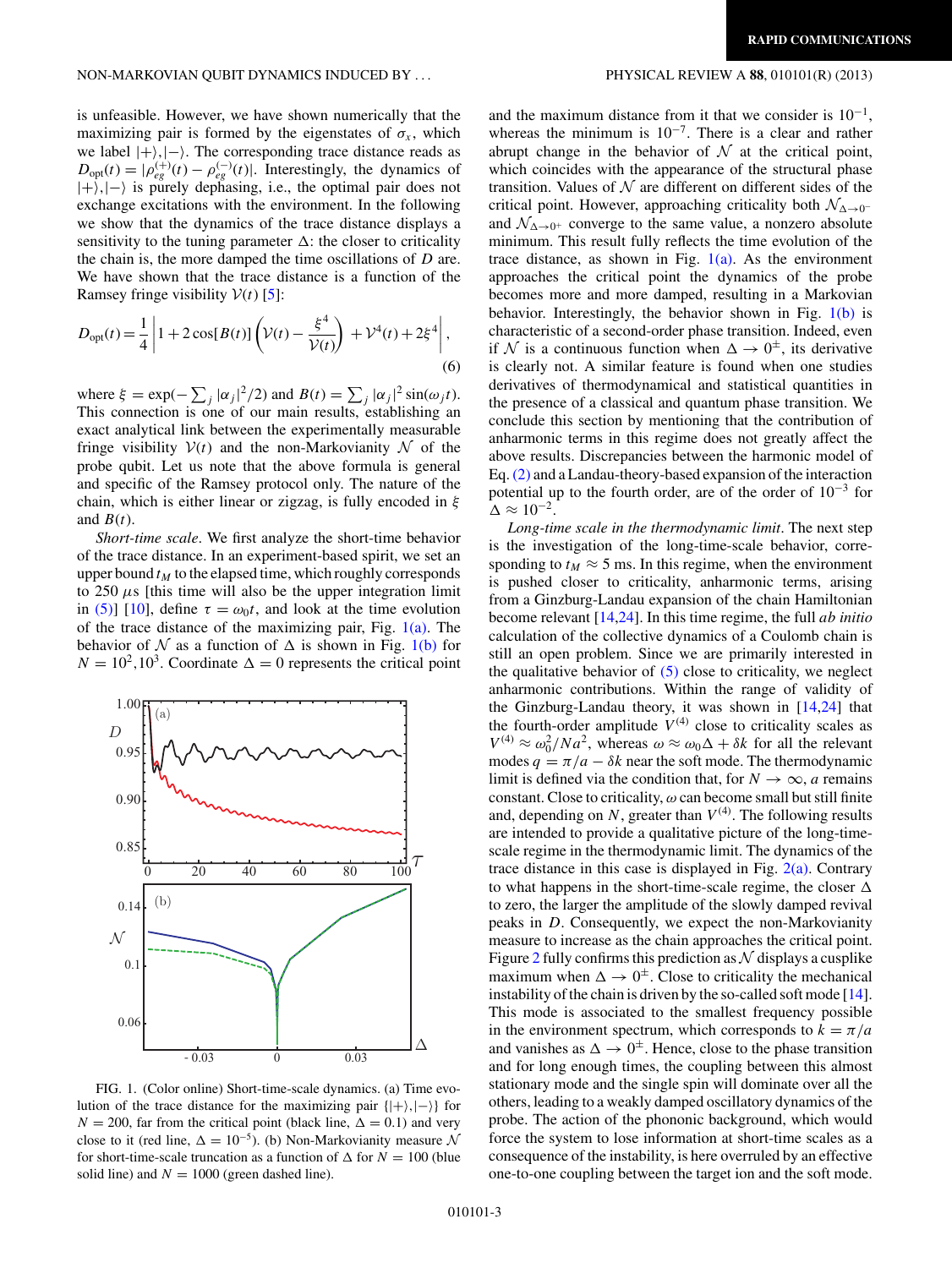is unfeasible. However, we have shown numerically that the maximizing pair is formed by the eigenstates of $\sigma_x$, which we label $|+\rangle, |-\rangle$. The corresponding trace distance reads as $D_{\rm opt}(t) = |\rho_{eg}^{(+)}(t) - \rho_{eg}^{(-)}(t)|$. Interestingly, the dynamics of $|+\rangle, |-\rangle$ is purely dephasing, i.e., the optimal pair does not exchange excitations with the environment. In the following we show that the dynamics of the trace distance displays a sensitivity to the tuning parameter $\Delta$: the closer to criticality the chain is, the more damped the time oscillations of $D$ are. We have shown that the trace distance is a function of the Ramsey fringe visibility $\mathcal{V}(t)$ [5]:

$$D_{\rm opt}(t) = \frac{1}{4}\left|1 + 2\cos[B(t)]\left(\mathcal{V}(t) - \frac{\xi^4}{\mathcal{V}(t)}\right) + \mathcal{V}^4(t) + 2\xi^4\right|, \tag{6}$$

where $\xi = \exp(-\sum_j |\alpha_j|^2/2)$ and $B(t) = \sum_j |\alpha_j|^2 \sin(\omega_j t)$. This connection is one of our main results, establishing an exact analytical link between the experimentally measurable fringe visibility $\mathcal{V}(t)$ and the non-Markovianity $\mathcal{N}$ of the probe qubit. Let us note that the above formula is general and specific of the Ramsey protocol only. The nature of the chain, which is either linear or zigzag, is fully encoded in $\xi$ and $B(t)$.

*Short-time scale*. We first analyze the short-time behavior of the trace distance. In an experiment-based spirit, we set an upper bound $t_M$ to the elapsed time, which roughly corresponds to 250 $\mu$s [this time will also be the upper integration limit in (5)] [10], define $\tau = \omega_0 t$, and look at the time evolution of the trace distance of the maximizing pair, Fig. 1(a). The behavior of $\mathcal{N}$ as a function of $\Delta$ is shown in Fig. 1(b) for $N = 10^2, 10^3$. Coordinate $\Delta = 0$ represents the critical point and the maximum distance from it that we consider is $10^{-1}$, whereas the minimum is $10^{-7}$. There is a clear and rather abrupt change in the behavior of $\mathcal{N}$ at the critical point, which coincides with the appearance of the structural phase transition. Values of $\mathcal{N}$ are different on different sides of the critical point. However, approaching criticality both $\mathcal{N}_{\Delta\to 0^-}$ and $\mathcal{N}_{\Delta\to 0^+}$ converge to the same value, a nonzero absolute minimum. This result fully reflects the time evolution of the trace distance, as shown in Fig. 1(a). As the environment approaches the critical point the dynamics of the probe becomes more and more damped, resulting in a Markovian behavior. Interestingly, the behavior shown in Fig. 1(b) is characteristic of a second-order phase transition. Indeed, even if $\mathcal{N}$ is a continuous function when $\Delta \to 0^{\pm}$, its derivative is clearly not. A similar feature is found when one studies derivatives of thermodynamical and statistical quantities in the presence of a classical and quantum phase transition. We conclude this section by mentioning that the contribution of anharmonic terms in this regime does not greatly affect the above results. Discrepancies between the harmonic model of Eq. (2) and a Landau-theory-based expansion of the interaction potential up to the fourth order, are of the order of $10^{-3}$ for $\Delta \approx 10^{-2}$.

FIG. 1. (Color online) Short-time-scale dynamics. (a) Time evolution of the trace distance for the maximizing pair $\{|+\rangle, |-\rangle\}$ for $N = 200$, far from the critical point (black line, $\Delta = 0.1$) and very close to it (red line, $\Delta = 10^{-5}$). (b) Non-Markovianity measure $\mathcal{N}$ for short-time-scale truncation as a function of $\Delta$ for $N = 100$ (blue solid line) and $N = 1000$ (green dashed line).

*Long-time scale in the thermodynamic limit*. The next step is the investigation of the long-time-scale behavior, corresponding to $t_M \approx 5$ ms. In this regime, when the environment is pushed closer to criticality, anharmonic terms, arising from a Ginzburg-Landau expansion of the chain Hamiltonian become relevant [14,24]. In this time regime, the full *ab initio* calculation of the collective dynamics of a Coulomb chain is still an open problem. Since we are primarily interested in the qualitative behavior of (5) close to criticality, we neglect anharmonic contributions. Within the range of validity of the Ginzburg-Landau theory, it was shown in [14,24] that the fourth-order amplitude $V^{(4)}$ close to criticality scales as $V^{(4)} \approx \omega_0^2/Na^2$, whereas $\omega \approx \omega_0\Delta + \delta k$ for all the relevant modes $q = \pi/a - \delta k$ near the soft mode. The thermodynamic limit is defined via the condition that, for $N \to \infty$, $a$ remains constant. Close to criticality, $\omega$ can become small but still finite and, depending on $N$, greater than $V^{(4)}$. The following results are intended to provide a qualitative picture of the long-time-scale regime in the thermodynamic limit. The dynamics of the trace distance in this case is displayed in Fig. 2(a). Contrary to what happens in the short-time-scale regime, the closer $\Delta$ to zero, the larger the amplitude of the slowly damped revival peaks in $D$. Consequently, we expect the non-Markovianity measure to increase as the chain approaches the critical point. Figure 2 fully confirms this prediction as $\mathcal{N}$ displays a cusplike maximum when $\Delta \to 0^{\pm}$. Close to criticality the mechanical instability of the chain is driven by the so-called soft mode [14]. This mode is associated to the smallest frequency possible in the environment spectrum, which corresponds to $k = \pi/a$ and vanishes as $\Delta \to 0^{\pm}$. Hence, close to the phase transition and for long enough times, the coupling between this almost stationary mode and the single spin will dominate over all the others, leading to a weakly damped oscillatory dynamics of the probe. The action of the phononic background, which would force the system to lose information at short-time scales as a consequence of the instability, is here overruled by an effective one-to-one coupling between the target ion and the soft mode.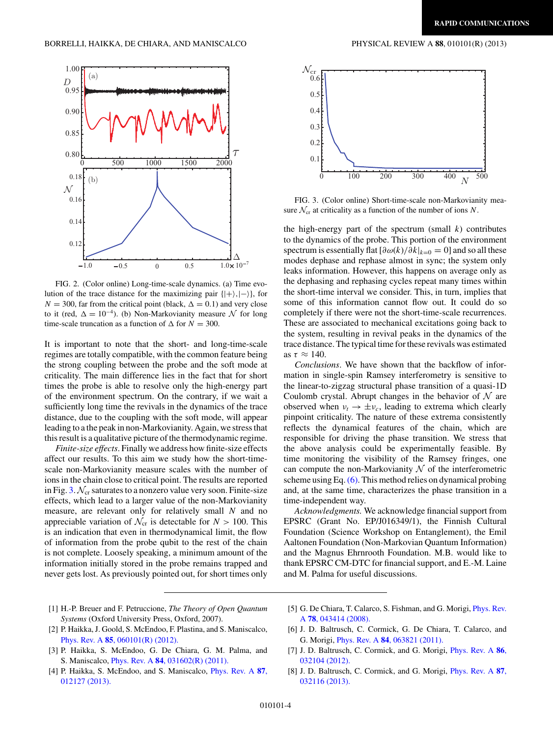FIG. 2. (Color online) Long-time-scale dynamics. (a) Time evolution of the trace distance for the maximizing pair $\{|+\rangle,|-\rangle\}$, for $N = 300$, far from the critical point (black, $\Delta = 0.1$) and very close to it (red, $\Delta = 10^{-4}$). (b) Non-Markovianity measure $\mathcal{N}$ for long time-scale truncation as a function of $\Delta$ for $N = 300$.

It is important to note that the short- and long-time-scale regimes are totally compatible, with the common feature being the strong coupling between the probe and the soft mode at criticality. The main difference lies in the fact that for short times the probe is able to resolve only the high-energy part of the environment spectrum. On the contrary, if we wait a sufficiently long time the revivals in the dynamics of the trace distance, due to the coupling with the soft mode, will appear leading to a the peak in non-Markovianity. Again, we stress that this result is a qualitative picture of the thermodynamic regime.

*Finite-size effects*. Finally we address how finite-size effects affect our results. To this aim we study how the short-time-scale non-Markovianity measure scales with the number of ions in the chain close to critical point. The results are reported in Fig. 3. $\mathcal{N}_{\rm cr}$ saturates to a nonzero value very soon. Finite-size effects, which lead to a larger value of the non-Markovianity measure, are relevant only for relatively small $N$ and no appreciable variation of $\mathcal{N}_{\rm cr}$ is detectable for $N > 100$. This is an indication that even in thermodynamical limit, the flow of information from the probe qubit to the rest of the chain is not complete. Loosely speaking, a minimum amount of the information initially stored in the probe remains trapped and never gets lost. As previously pointed out, for short times only the high-energy part of the spectrum (small $k$) contributes to the dynamics of the probe. This portion of the environment spectrum is essentially flat $[\partial\omega(k)/\partial k|_{k=0} = 0]$ and so all these modes dephase and rephase almost in sync; the system only leaks information. However, this happens on average only as the dephasing and rephasing cycles repeat many times within the short-time interval we consider. This, in turn, implies that some of this information cannot flow out. It could do so completely if there were not the short-time-scale recurrences. These are associated to mechanical excitations going back to the system, resulting in revival peaks in the dynamics of the trace distance. The typical time for these revivals was estimated as $\tau \approx 140$.

FIG. 3. (Color online) Short-time-scale non-Markovianity measure $\mathcal{N}_{\rm cr}$ at criticality as a function of the number of ions $N$.

*Conclusions*. We have shown that the backflow of information in single-spin Ramsey interferometry is sensitive to the linear-to-zigzag structural phase transition of a quasi-1D Coulomb crystal. Abrupt changes in the behavior of $\mathcal{N}$ are observed when $\nu_t \to \pm\nu_c$, leading to extrema which clearly pinpoint criticality. The nature of these extrema consistently reflects the dynamical features of the chain, which are responsible for driving the phase transition. We stress that the above analysis could be experimentally feasible. By time monitoring the visibility of the Ramsey fringes, one can compute the non-Markovianity $\mathcal{N}$ of the interferometric scheme using Eq. (6). This method relies on dynamical probing and, at the same time, characterizes the phase transition in a time-independent way.

*Acknowledgments.* We acknowledge financial support from EPSRC (Grant No. EP/J016349/1), the Finnish Cultural Foundation (Science Workshop on Entanglement), the Emil Aaltonen Foundation (Non-Markovian Quantum Information) and the Magnus Ehrnrooth Foundation. M.B. would like to thank EPSRC CM-DTC for financial support, and E.-M. Laine and M. Palma for useful discussions.

[1] H.-P. Breuer and F. Petruccione, *The Theory of Open Quantum Systems* (Oxford University Press, Oxford, 2007).

[2] P. Haikka, J. Goold, S. McEndoo, F. Plastina, and S. Maniscalco, Phys. Rev. A **85**, 060101(R) (2012).

[3] P. Haikka, S. McEndoo, G. De Chiara, G. M. Palma, and S. Maniscalco, Phys. Rev. A **84**, 031602(R) (2011).

[4] P. Haikka, S. McEndoo, and S. Maniscalco, Phys. Rev. A **87**, 012127 (2013).

[5] G. De Chiara, T. Calarco, S. Fishman, and G. Morigi, Phys. Rev. A **78**, 043414 (2008).

[6] J. D. Baltrusch, C. Cormick, G. De Chiara, T. Calarco, and G. Morigi, Phys. Rev. A **84**, 063821 (2011).

[7] J. D. Baltrusch, C. Cormick, and G. Morigi, Phys. Rev. A **86**, 032104 (2012).

[8] J. D. Baltrusch, C. Cormick, and G. Morigi, Phys. Rev. A **87**, 032116 (2013).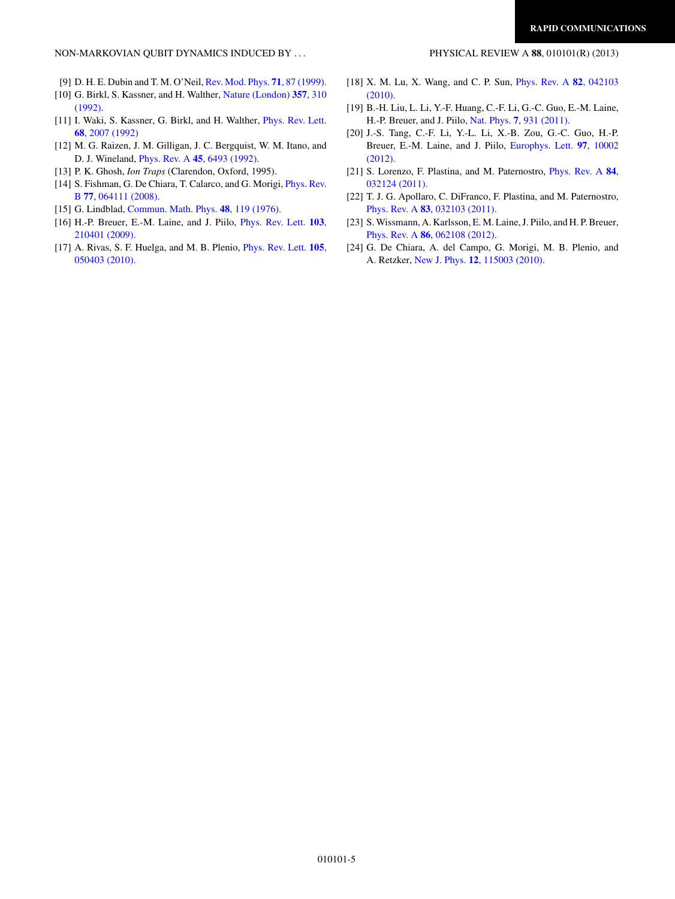[9] D. H. E. Dubin and T. M. O'Neil, Rev. Mod. Phys. **71**, 87 (1999).

[10] G. Birkl, S. Kassner, and H. Walther, Nature (London) **357**, 310 (1992).

[11] I. Waki, S. Kassner, G. Birkl, and H. Walther, Phys. Rev. Lett. **68**, 2007 (1992)

[12] M. G. Raizen, J. M. Gilligan, J. C. Bergquist, W. M. Itano, and D. J. Wineland, Phys. Rev. A **45**, 6493 (1992).

[13] P. K. Ghosh, *Ion Traps* (Clarendon, Oxford, 1995).

[14] S. Fishman, G. De Chiara, T. Calarco, and G. Morigi, Phys. Rev. B **77**, 064111 (2008).

[15] G. Lindblad, Commun. Math. Phys. **48**, 119 (1976).

[16] H.-P. Breuer, E.-M. Laine, and J. Piilo, Phys. Rev. Lett. **103**, 210401 (2009).

[17] A. Rivas, S. F. Huelga, and M. B. Plenio, Phys. Rev. Lett. **105**, 050403 (2010).

[18] X. M. Lu, X. Wang, and C. P. Sun, Phys. Rev. A **82**, 042103 (2010).

[19] B.-H. Liu, L. Li, Y.-F. Huang, C.-F. Li, G.-C. Guo, E.-M. Laine, H.-P. Breuer, and J. Piilo, Nat. Phys. **7**, 931 (2011).

[20] J.-S. Tang, C.-F. Li, Y.-L. Li, X.-B. Zou, G.-C. Guo, H.-P. Breuer, E.-M. Laine, and J. Piilo, Europhys. Lett. **97**, 10002 (2012).

[21] S. Lorenzo, F. Plastina, and M. Paternostro, Phys. Rev. A **84**, 032124 (2011).

[22] T. J. G. Apollaro, C. DiFranco, F. Plastina, and M. Paternostro, Phys. Rev. A **83**, 032103 (2011).

[23] S. Wissmann, A. Karlsson, E. M. Laine, J. Piilo, and H. P. Breuer, Phys. Rev. A **86**, 062108 (2012).

[24] G. De Chiara, A. del Campo, G. Morigi, M. B. Plenio, and A. Retzker, New J. Phys. **12**, 115003 (2010).